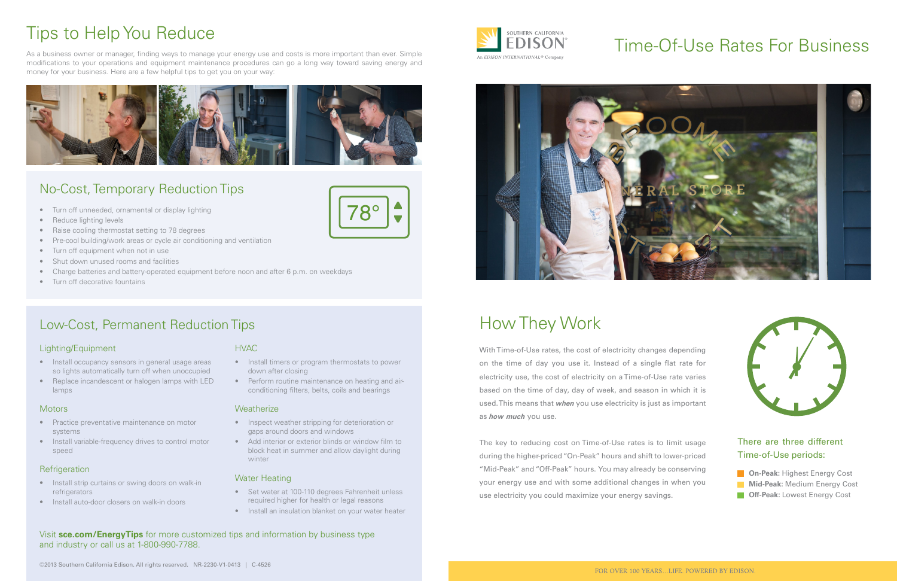# Tips to Help You Reduce

As a business owner or manager, finding ways to manage your energy use and costs is more important than ever. Simple modifications to your operations and equipment maintenance procedures can go a long way toward saving energy and money for your business. Here are a few helpful tips to get you on your way:

## No-Cost, Temporary Reduction Tips

- Turn off unneeded, ornamental or display lighting
- Reduce lighting levels
- Raise cooling thermostat setting to 78 degrees
- Pre-cool building/work areas or cycle air conditioning and ventilation
- Turn off equipment when not in use
- Shut down unused rooms and facilities
- Charge batteries and battery-operated equipment before noon and after 6 p.m. on weekdays
- Turn off decorative fountains

## Low-Cost, Permanent Reduction Tips

### Lighting/Equipment

- Install occupancy sensors in general usage areas so lights automatically turn off when unoccupied
- Replace incandescent or halogen lamps with LED lamps

### Motors

- Practice preventative maintenance on motor systems
- Install variable-frequency drives to control motor speed

### Refrigeration

- Install strip curtains or swing doors on walk-in refrigerators
- Install auto-door closers on walk-in doors

### HVAC

- Install timers or program thermostats to power down after closing
- Perform routine maintenance on heating and air-conditioning filters, belts, coils and bearings

### Weatherize

- Inspect weather stripping for deterioration or gaps around doors and windows
- Add interior or exterior blinds or window film to block heat in summer and allow daylight during winter

### Water Heating

- Set water at 100-110 degrees Fahrenheit unless required higher for health or legal reasons
- Install an insulation blanket on your water heater

Visit **sce.com/EnergyTips** for more customized tips and information by business type and industry or call us at 1-800-990-7788.

©2013 Southern California Edison. All rights reserved. NR-2230-V1-0413 | C-4526

SOUTHERN CALIFORNIA EDISON®
An EDISON INTERNATIONAL® Company

# Time-Of-Use Rates For Business

## How They Work

With Time-of-Use rates, the cost of electricity changes depending on the time of day you use it. Instead of a single flat rate for electricity use, the cost of electricity on a Time-of-Use rate varies based on the time of day, day of week, and season in which it is used. This means that ***when*** you use electricity is just as important as ***how much*** you use.

The key to reducing cost on Time-of-Use rates is to limit usage during the higher-priced "On-Peak" hours and shift to lower-priced "Mid-Peak" and "Off-Peak" hours. You may already be conserving your energy use and with some additional changes in when you use electricity you could maximize your energy savings.

There are three different Time-of-Use periods:

- **On-Peak:** Highest Energy Cost
- **Mid-Peak:** Medium Energy Cost
- **Off-Peak:** Lowest Energy Cost

FOR OVER 100 YEARS...LIFE. POWERED BY EDISON.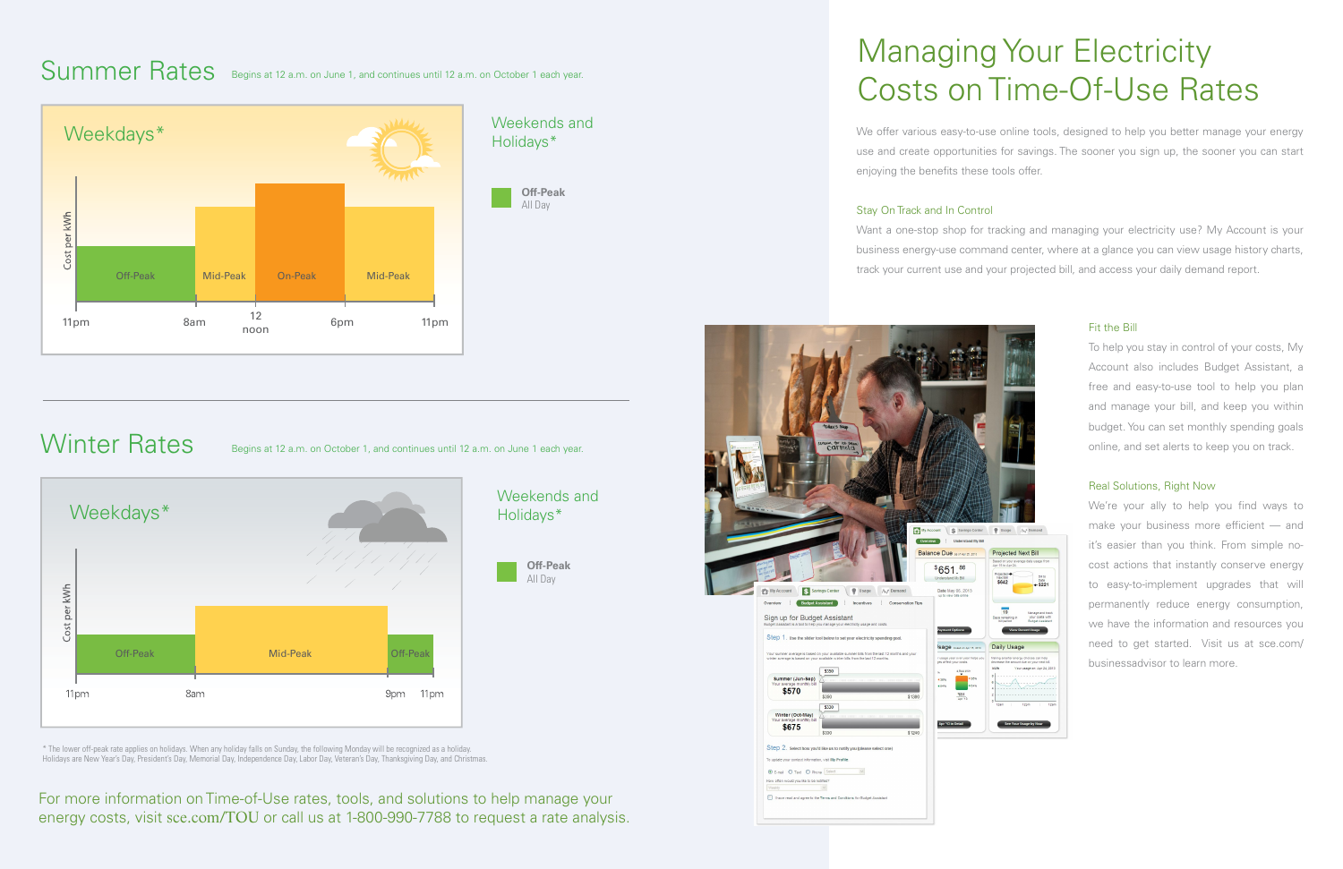## Summer Rates

Begins at 12 a.m. on June 1, and continues until 12 a.m. on October 1 each year.

### Weekdays*

Cost per kWh

Off-Peak
Mid-Peak
On-Peak
Mid-Peak

11pm
8am
12 noon
6pm
11pm

### Weekends and Holidays*

Off-Peak
All Day

## Winter Rates

Begins at 12 a.m. on October 1, and continues until 12 a.m. on June 1 each year.

### Weekdays*

Cost per kWh

Off-Peak
Mid-Peak
Off-Peak

11pm
8am
9pm
11pm

### Weekends and Holidays*

Off-Peak
All Day

\* The lower off-peak rate applies on holidays. When any holiday falls on Sunday, the following Monday will be recognized as a holiday. Holidays are New Year's Day, President's Day, Memorial Day, Independence Day, Labor Day, Veteran's Day, Thanksgiving Day, and Christmas.

For more information on Time-of-Use rates, tools, and solutions to help manage your energy costs, visit sce.com/TOU or call us at 1-800-990-7788 to request a rate analysis.

# Managing Your Electricity Costs on Time-Of-Use Rates

We offer various easy-to-use online tools, designed to help you better manage your energy use and create opportunities for savings. The sooner you sign up, the sooner you can start enjoying the benefits these tools offer.

### Stay On Track and In Control

Want a one-stop shop for tracking and managing your electricity use? My Account is your business energy-use command center, where at a glance you can view usage history charts, track your current use and your projected bill, and access your daily demand report.

### Fit the Bill

To help you stay in control of your costs, My Account also includes Budget Assistant, a free and easy-to-use tool to help you plan and manage your bill, and keep you within budget. You can set monthly spending goals online, and set alerts to keep you on track.

### Real Solutions, Right Now

We're your ally to help you find ways to make your business more efficient — and it's easier than you think. From simple no-cost actions that instantly conserve energy to easy-to-implement upgrades that will permanently reduce energy consumption, we have the information and resources you need to get started. Visit us at sce.com/businessadvisor to learn more.